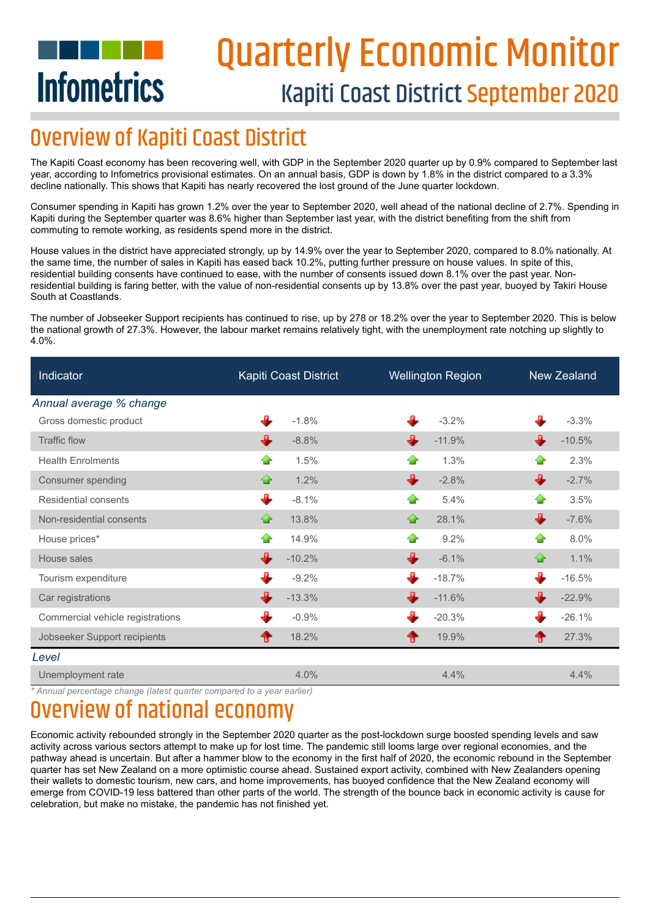# Quarterly Economic Monitor

## Kapiti Coast District September 2020

Infometrics

## Overview of Kapiti Coast District

The Kapiti Coast economy has been recovering well, with GDP in the September 2020 quarter up by 0.9% compared to September last year, according to Infometrics provisional estimates. On an annual basis, GDP is down by 1.8% in the district compared to a 3.3% decline nationally. This shows that Kapiti has nearly recovered the lost ground of the June quarter lockdown.

Consumer spending in Kapiti has grown 1.2% over the year to September 2020, well ahead of the national decline of 2.7%. Spending in Kapiti during the September quarter was 8.6% higher than September last year, with the district benefiting from the shift from commuting to remote working, as residents spend more in the district.

House values in the district have appreciated strongly, up by 14.9% over the year to September 2020, compared to 8.0% nationally. At the same time, the number of sales in Kapiti has eased back 10.2%, putting further pressure on house values. In spite of this, residential building consents have continued to ease, with the number of consents issued down 8.1% over the past year. Non-residential building is faring better, with the value of non-residential consents up by 13.8% over the past year, buoyed by Takiri House South at Coastlands.

The number of Jobseeker Support recipients has continued to rise, up by 278 or 18.2% over the year to September 2020. This is below the national growth of 27.3%. However, the labour market remains relatively tight, with the unemployment rate notching up slightly to 4.0%.

| Indicator | Kapiti Coast District | Wellington Region | New Zealand |
|---|---|---|---|
| *Annual average % change* | | | |
| Gross domestic product | -1.8% | -3.2% | -3.3% |
| Traffic flow | -8.8% | -11.9% | -10.5% |
| Health Enrolments | 1.5% | 1.3% | 2.3% |
| Consumer spending | 1.2% | -2.8% | -2.7% |
| Residential consents | -8.1% | 5.4% | 3.5% |
| Non-residential consents | 13.8% | 28.1% | -7.6% |
| House prices* | 14.9% | 9.2% | 8.0% |
| House sales | -10.2% | -6.1% | 1.1% |
| Tourism expenditure | -9.2% | -18.7% | -16.5% |
| Car registrations | -13.3% | -11.6% | -22.9% |
| Commercial vehicle registrations | -0.9% | -20.3% | -26.1% |
| Jobseeker Support recipients | 18.2% | 19.9% | 27.3% |
| *Level* | | | |
| Unemployment rate | 4.0% | 4.4% | 4.4% |

*\* Annual percentage change (latest quarter compared to a year earlier)*

## Overview of national economy

Economic activity rebounded strongly in the September 2020 quarter as the post-lockdown surge boosted spending levels and saw activity across various sectors attempt to make up for lost time. The pandemic still looms large over regional economies, and the pathway ahead is uncertain. But after a hammer blow to the economy in the first half of 2020, the economic rebound in the September quarter has set New Zealand on a more optimistic course ahead. Sustained export activity, combined with New Zealanders opening their wallets to domestic tourism, new cars, and home improvements, has buoyed confidence that the New Zealand economy will emerge from COVID-19 less battered than other parts of the world. The strength of the bounce back in economic activity is cause for celebration, but make no mistake, the pandemic has not finished yet.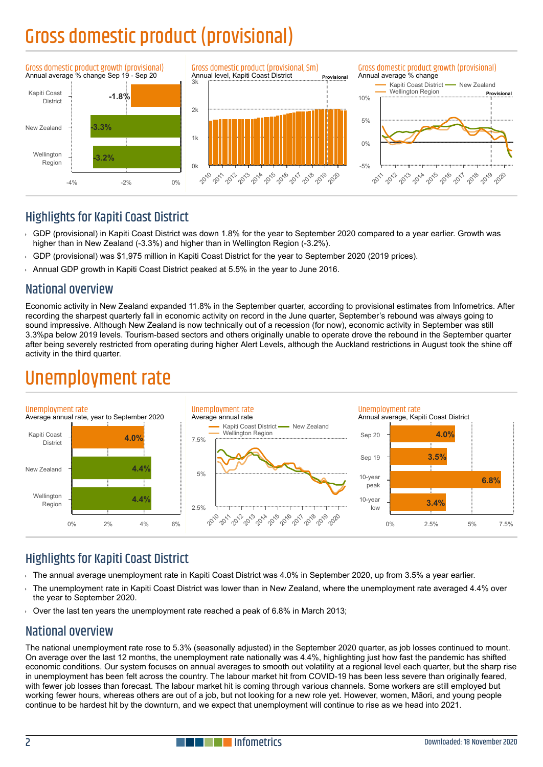# Gross domestic product (provisional)

Gross domestic product growth (provisional)
Annual average % change Sep 19 - Sep 20

| | |
|---|---|
| Kapiti Coast District | -1.8% |
| New Zealand | -3.3% |
| Wellington Region | -3.2% |

Gross domestic product (provisional, $m)
Annual level, Kapiti Coast District

Gross domestic product growth (provisional)
Annual average % change

## Highlights for Kapiti Coast District

- GDP (provisional) in Kapiti Coast District was down 1.8% for the year to September 2020 compared to a year earlier. Growth was higher than in New Zealand (-3.3%) and higher than in Wellington Region (-3.2%).
- GDP (provisional) was $1,975 million in Kapiti Coast District for the year to September 2020 (2019 prices).
- Annual GDP growth in Kapiti Coast District peaked at 5.5% in the year to June 2016.

## National overview

Economic activity in New Zealand expanded 11.8% in the September quarter, according to provisional estimates from Infometrics. After recording the sharpest quarterly fall in economic activity on record in the June quarter, September's rebound was always going to sound impressive. Although New Zealand is now technically out of a recession (for now), economic activity in September was still 3.3%pa below 2019 levels. Tourism-based sectors and others originally unable to operate drove the rebound in the September quarter after being severely restricted from operating during higher Alert Levels, although the Auckland restrictions in August took the shine off activity in the third quarter.

# Unemployment rate

Unemployment rate
Average annual rate, year to September 2020

| | |
|---|---|
| Kapiti Coast District | 4.0% |
| New Zealand | 4.4% |
| Wellington Region | 4.4% |

Unemployment rate
Average annual rate

Unemployment rate
Annual average, Kapiti Coast District

| | |
|---|---|
| Sep 20 | 4.0% |
| Sep 19 | 3.5% |
| 10-year peak | 6.8% |
| 10-year low | 3.4% |

## Highlights for Kapiti Coast District

- The annual average unemployment rate in Kapiti Coast District was 4.0% in September 2020, up from 3.5% a year earlier.
- The unemployment rate in Kapiti Coast District was lower than in New Zealand, where the unemployment rate averaged 4.4% over the year to September 2020.
- Over the last ten years the unemployment rate reached a peak of 6.8% in March 2013;

## National overview

The national unemployment rate rose to 5.3% (seasonally adjusted) in the September 2020 quarter, as job losses continued to mount. On average over the last 12 months, the unemployment rate nationally was 4.4%, highlighting just how fast the pandemic has shifted economic conditions. Our system focuses on annual averages to smooth out volatility at a regional level each quarter, but the sharp rise in unemployment has been felt across the country. The labour market hit from COVID-19 has been less severe than originally feared, with fewer job losses than forecast. The labour market hit is coming through various channels. Some workers are still employed but working fewer hours, whereas others are out of a job, but not looking for a new role yet. However, women, Māori, and young people continue to be hardest hit by the downturn, and we expect that unemployment will continue to rise as we head into 2021.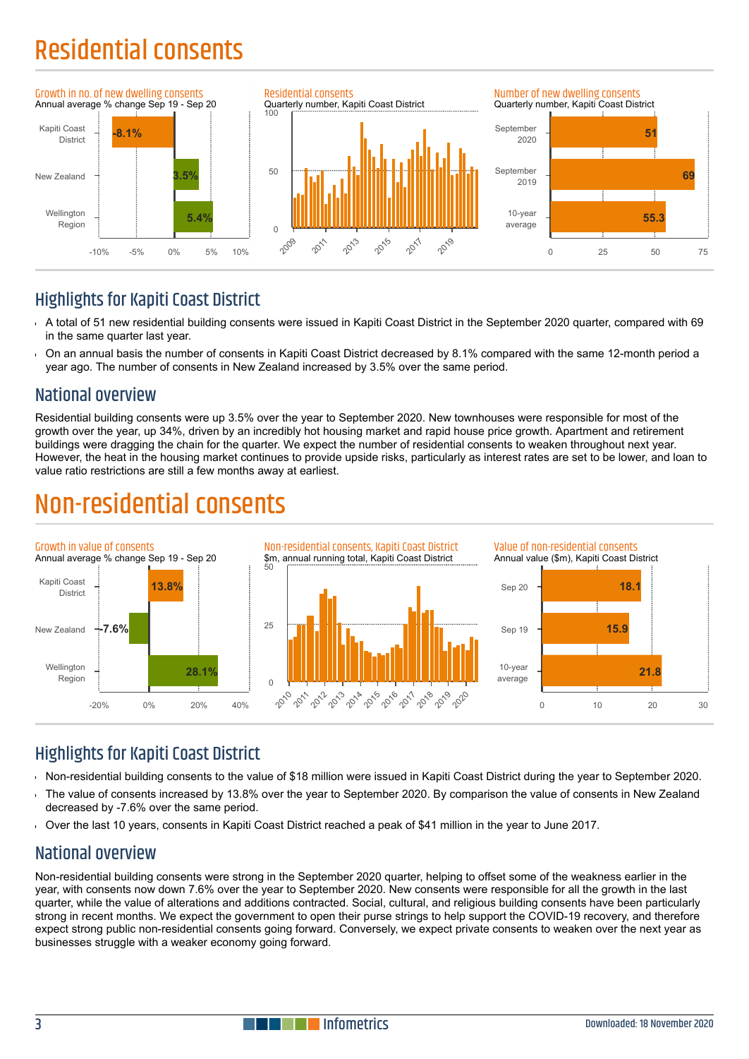# Residential consents

Growth in no. of new dwelling consents
Annual average % change Sep 19 - Sep 20

| Area | % change |
|---|---|
| Kapiti Coast District | -8.1% |
| New Zealand | 3.5% |
| Wellington Region | 5.4% |

Residential consents
Quarterly number, Kapiti Coast District

Number of new dwelling consents
Quarterly number, Kapiti Coast District

| Period | Number |
|---|---|
| September 2020 | 51 |
| September 2019 | 69 |
| 10-year average | 55.3 |

## Highlights for Kapiti Coast District

- A total of 51 new residential building consents were issued in Kapiti Coast District in the September 2020 quarter, compared with 69 in the same quarter last year.
- On an annual basis the number of consents in Kapiti Coast District decreased by 8.1% compared with the same 12-month period a year ago. The number of consents in New Zealand increased by 3.5% over the same period.

## National overview

Residential building consents were up 3.5% over the year to September 2020. New townhouses were responsible for most of the growth over the year, up 34%, driven by an incredibly hot housing market and rapid house price growth. Apartment and retirement buildings were dragging the chain for the quarter. We expect the number of residential consents to weaken throughout next year. However, the heat in the housing market continues to provide upside risks, particularly as interest rates are set to be lower, and loan to value ratio restrictions are still a few months away at earliest.

# Non-residential consents

Growth in value of consents
Annual average % change Sep 19 - Sep 20

| Area | % change |
|---|---|
| Kapiti Coast District | 13.8% |
| New Zealand | -7.6% |
| Wellington Region | 28.1% |

Non-residential consents, Kapiti Coast District
$m, annual running total, Kapiti Coast District

Value of non-residential consents
Annual value ($m), Kapiti Coast District

| Period | Value ($m) |
|---|---|
| Sep 20 | 18.1 |
| Sep 19 | 15.9 |
| 10-year average | 21.8 |

## Highlights for Kapiti Coast District

- Non-residential building consents to the value of $18 million were issued in Kapiti Coast District during the year to September 2020.
- The value of consents increased by 13.8% over the year to September 2020. By comparison the value of consents in New Zealand decreased by -7.6% over the same period.
- Over the last 10 years, consents in Kapiti Coast District reached a peak of $41 million in the year to June 2017.

## National overview

Non-residential building consents were strong in the September 2020 quarter, helping to offset some of the weakness earlier in the year, with consents now down 7.6% over the year to September 2020. New consents were responsible for all the growth in the last quarter, while the value of alterations and additions contracted. Social, cultural, and religious building consents have been particularly strong in recent months. We expect the government to open their purse strings to help support the COVID-19 recovery, and therefore expect strong public non-residential consents going forward. Conversely, we expect private consents to weaken over the next year as businesses struggle with a weaker economy going forward.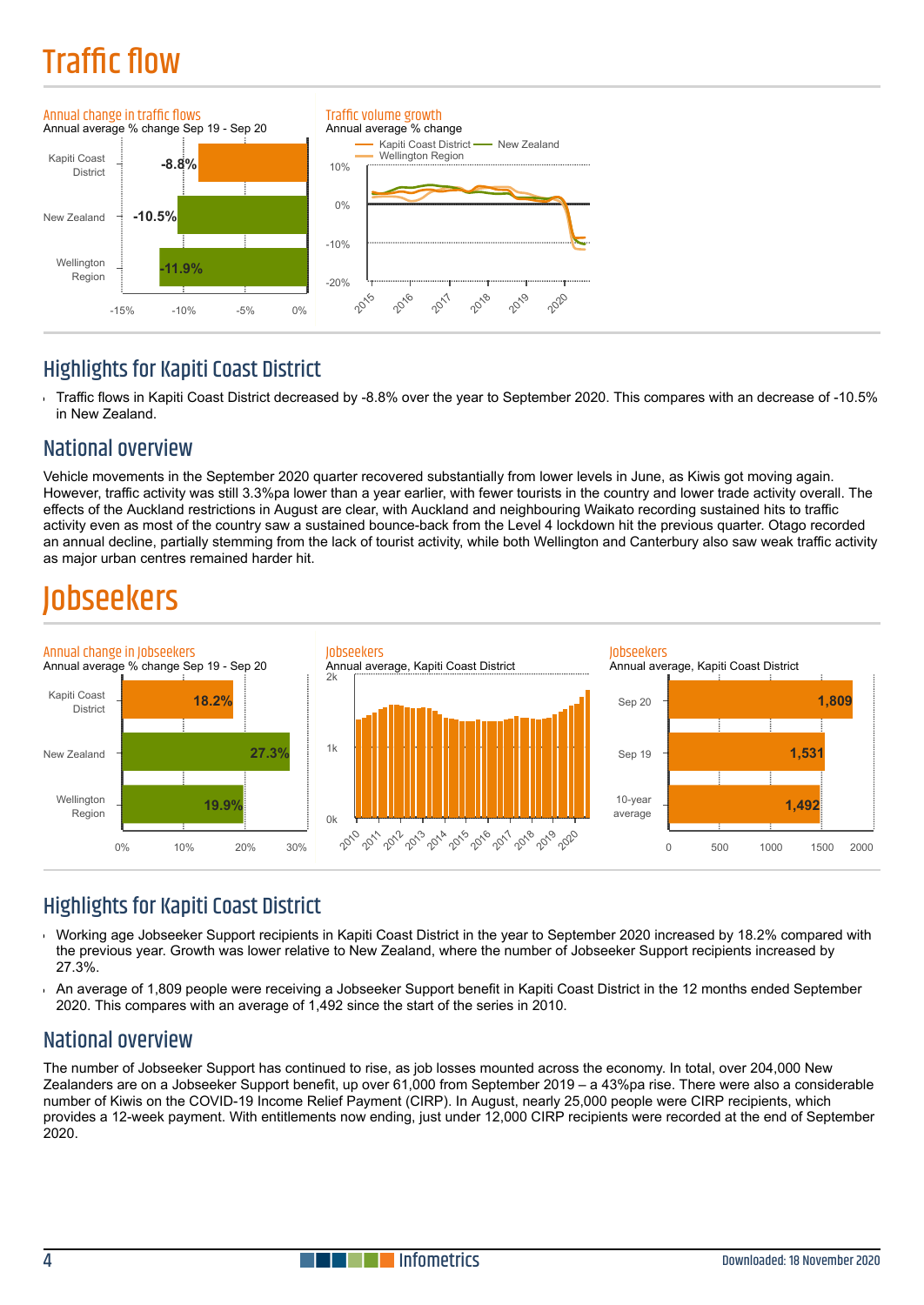# Traffic flow

Annual change in traffic flows
Annual average % change Sep 19 - Sep 20

| | |
|---|---|
| Kapiti Coast District | -8.8% |
| New Zealand | -10.5% |
| Wellington Region | -11.9% |

Traffic volume growth
Annual average % change

## Highlights for Kapiti Coast District

- Traffic flows in Kapiti Coast District decreased by -8.8% over the year to September 2020. This compares with an decrease of -10.5% in New Zealand.

## National overview

Vehicle movements in the September 2020 quarter recovered substantially from lower levels in June, as Kiwis got moving again. However, traffic activity was still 3.3%pa lower than a year earlier, with fewer tourists in the country and lower trade activity overall. The effects of the Auckland restrictions in August are clear, with Auckland and neighbouring Waikato recording sustained hits to traffic activity even as most of the country saw a sustained bounce-back from the Level 4 lockdown hit the previous quarter. Otago recorded an annual decline, partially stemming from the lack of tourist activity, while both Wellington and Canterbury also saw weak traffic activity as major urban centres remained harder hit.

# Jobseekers

Annual change in Jobseekers
Annual average % change Sep 19 - Sep 20

| | |
|---|---|
| Kapiti Coast District | 18.2% |
| New Zealand | 27.3% |
| Wellington Region | 19.9% |

Jobseekers
Annual average, Kapiti Coast District

Jobseekers
Annual average, Kapiti Coast District

| | |
|---|---|
| Sep 20 | 1,809 |
| Sep 19 | 1,531 |
| 10-year average | 1,492 |

## Highlights for Kapiti Coast District

- Working age Jobseeker Support recipients in Kapiti Coast District in the year to September 2020 increased by 18.2% compared with the previous year. Growth was lower relative to New Zealand, where the number of Jobseeker Support recipients increased by 27.3%.
- An average of 1,809 people were receiving a Jobseeker Support benefit in Kapiti Coast District in the 12 months ended September 2020. This compares with an average of 1,492 since the start of the series in 2010.

## National overview

The number of Jobseeker Support has continued to rise, as job losses mounted across the economy. In total, over 204,000 New Zealanders are on a Jobseeker Support benefit, up over 61,000 from September 2019 – a 43%pa rise. There were also a considerable number of Kiwis on the COVID-19 Income Relief Payment (CIRP). In August, nearly 25,000 people were CIRP recipients, which provides a 12-week payment. With entitlements now ending, just under 12,000 CIRP recipients were recorded at the end of September 2020.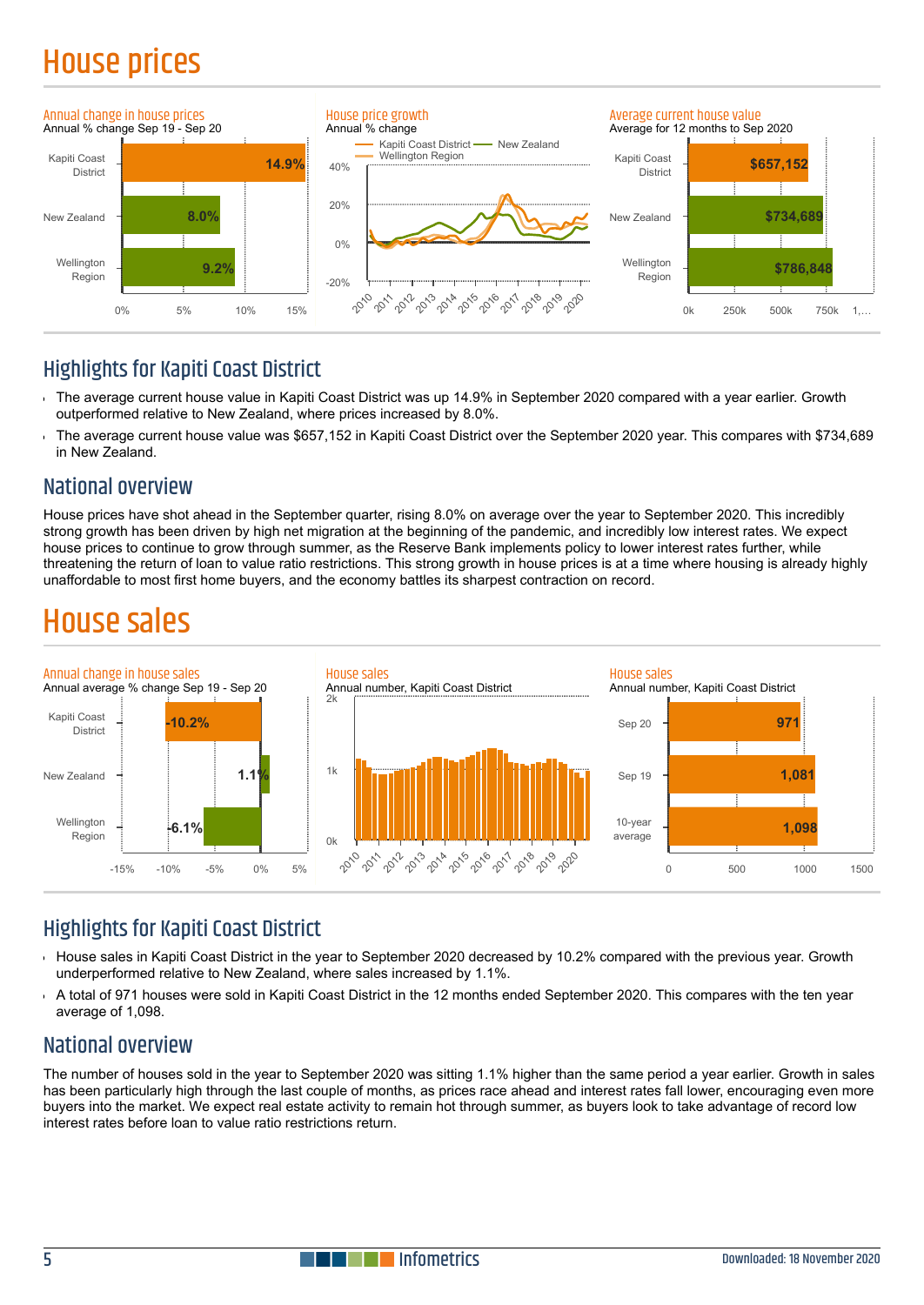# House prices

Annual change in house prices
Annual % change Sep 19 - Sep 20

| Area | Annual % change |
|---|---|
| Kapiti Coast District | 14.9% |
| New Zealand | 8.0% |
| Wellington Region | 9.2% |

House price growth
Annual % change

Average current house value
Average for 12 months to Sep 2020

| Area | Average current house value |
|---|---|
| Kapiti Coast District | $657,152 |
| New Zealand | $734,689 |
| Wellington Region | $786,848 |

## Highlights for Kapiti Coast District

- The average current house value in Kapiti Coast District was up 14.9% in September 2020 compared with a year earlier. Growth outperformed relative to New Zealand, where prices increased by 8.0%.
- The average current house value was $657,152 in Kapiti Coast District over the September 2020 year. This compares with $734,689 in New Zealand.

## National overview

House prices have shot ahead in the September quarter, rising 8.0% on average over the year to September 2020. This incredibly strong growth has been driven by high net migration at the beginning of the pandemic, and incredibly low interest rates. We expect house prices to continue to grow through summer, as the Reserve Bank implements policy to lower interest rates further, while threatening the return of loan to value ratio restrictions. This strong growth in house prices is at a time where housing is already highly unaffordable to most first home buyers, and the economy battles its sharpest contraction on record.

# House sales

Annual change in house sales
Annual average % change Sep 19 - Sep 20

| Area | Annual average % change |
|---|---|
| Kapiti Coast District | -10.2% |
| New Zealand | 1.1% |
| Wellington Region | -6.1% |

House sales
Annual number, Kapiti Coast District

House sales
Annual number, Kapiti Coast District

| Period | Number |
|---|---|
| Sep 20 | 971 |
| Sep 19 | 1,081 |
| 10-year average | 1,098 |

## Highlights for Kapiti Coast District

- House sales in Kapiti Coast District in the year to September 2020 decreased by 10.2% compared with the previous year. Growth underperformed relative to New Zealand, where sales increased by 1.1%.
- A total of 971 houses were sold in Kapiti Coast District in the 12 months ended September 2020. This compares with the ten year average of 1,098.

## National overview

The number of houses sold in the year to September 2020 was sitting 1.1% higher than the same period a year earlier. Growth in sales has been particularly high through the last couple of months, as prices race ahead and interest rates fall lower, encouraging even more buyers into the market. We expect real estate activity to remain hot through summer, as buyers look to take advantage of record low interest rates before loan to value ratio restrictions return.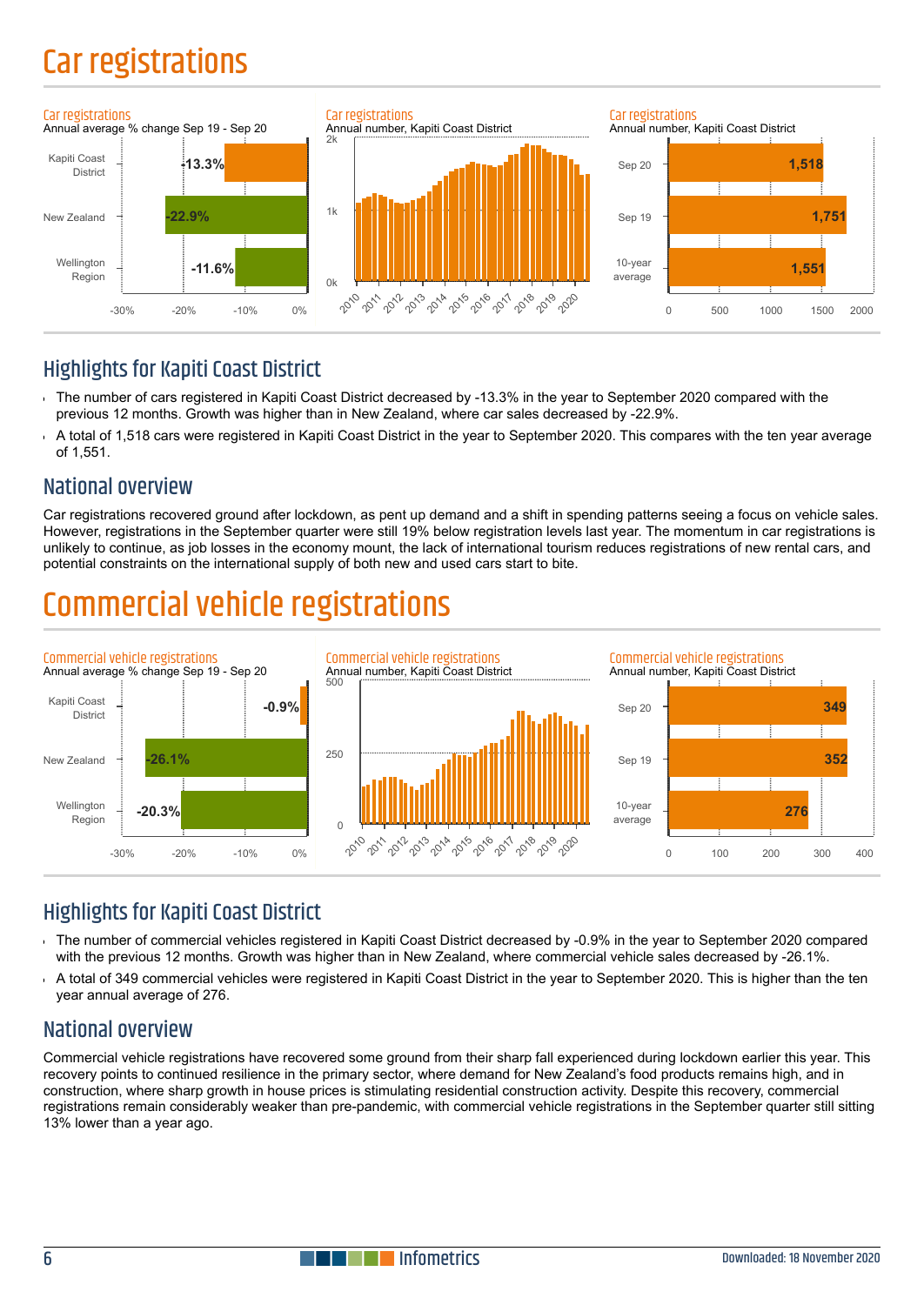# Car registrations

**Car registrations**
Annual average % change Sep 19 - Sep 20

| Area | % change |
|---|---|
| Kapiti Coast District | -13.3% |
| New Zealand | -22.9% |
| Wellington Region | -11.6% |

**Car registrations**
Annual number, Kapiti Coast District

**Car registrations**
Annual number, Kapiti Coast District

| Period | Number |
|---|---|
| Sep 20 | 1,518 |
| Sep 19 | 1,751 |
| 10-year average | 1,551 |

## Highlights for Kapiti Coast District

- The number of cars registered in Kapiti Coast District decreased by -13.3% in the year to September 2020 compared with the previous 12 months. Growth was higher than in New Zealand, where car sales decreased by -22.9%.
- A total of 1,518 cars were registered in Kapiti Coast District in the year to September 2020. This compares with the ten year average of 1,551.

## National overview

Car registrations recovered ground after lockdown, as pent up demand and a shift in spending patterns seeing a focus on vehicle sales. However, registrations in the September quarter were still 19% below registration levels last year. The momentum in car registrations is unlikely to continue, as job losses in the economy mount, the lack of international tourism reduces registrations of new rental cars, and potential constraints on the international supply of both new and used cars start to bite.

# Commercial vehicle registrations

**Commercial vehicle registrations**
Annual average % change Sep 19 - Sep 20

| Area | % change |
|---|---|
| Kapiti Coast District | -0.9% |
| New Zealand | -26.1% |
| Wellington Region | -20.3% |

**Commercial vehicle registrations**
Annual number, Kapiti Coast District

**Commercial vehicle registrations**
Annual number, Kapiti Coast District

| Period | Number |
|---|---|
| Sep 20 | 349 |
| Sep 19 | 352 |
| 10-year average | 276 |

## Highlights for Kapiti Coast District

- The number of commercial vehicles registered in Kapiti Coast District decreased by -0.9% in the year to September 2020 compared with the previous 12 months. Growth was higher than in New Zealand, where commercial vehicle sales decreased by -26.1%.
- A total of 349 commercial vehicles were registered in Kapiti Coast District in the year to September 2020. This is higher than the ten year annual average of 276.

## National overview

Commercial vehicle registrations have recovered some ground from their sharp fall experienced during lockdown earlier this year. This recovery points to continued resilience in the primary sector, where demand for New Zealand's food products remains high, and in construction, where sharp growth in house prices is stimulating residential construction activity. Despite this recovery, commercial registrations remain considerably weaker than pre-pandemic, with commercial vehicle registrations in the September quarter still sitting 13% lower than a year ago.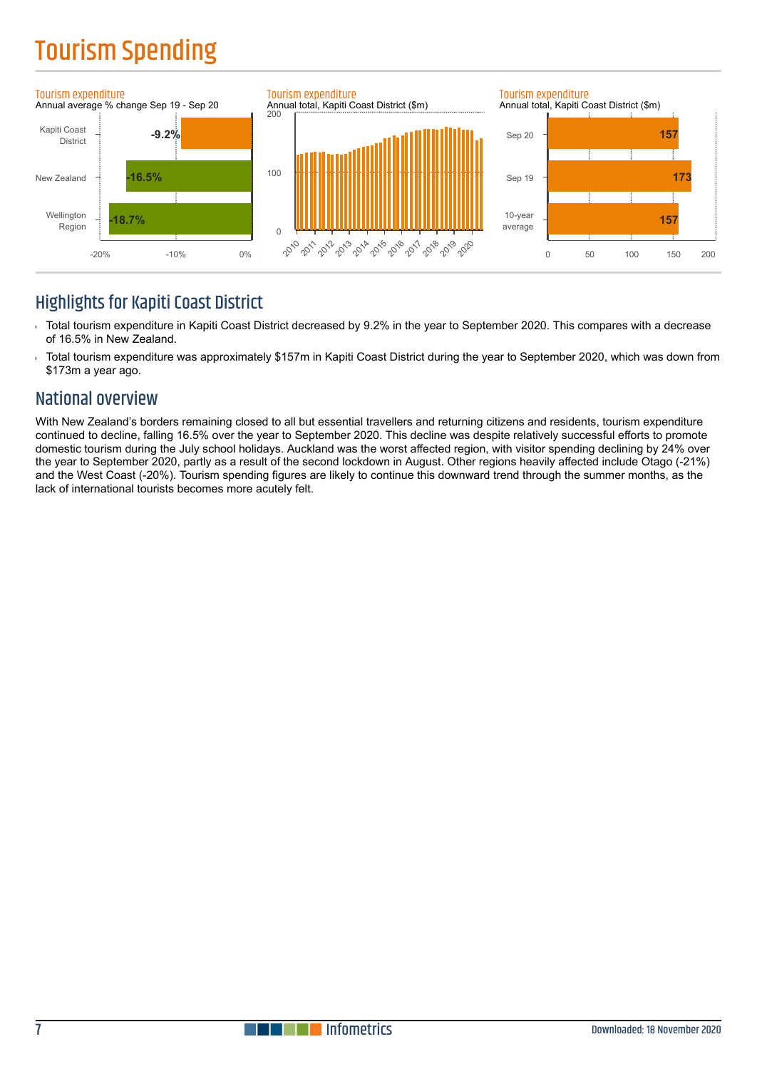# Tourism Spending

**Tourism expenditure**
Annual average % change Sep 19 - Sep 20

| | % change |
|---|---|
| Kapiti Coast District | -9.2% |
| New Zealand | -16.5% |
| Wellington Region | -18.7% |

**Tourism expenditure**
Annual total, Kapiti Coast District ($m)

**Tourism expenditure**
Annual total, Kapiti Coast District ($m)

| | $m |
|---|---|
| Sep 20 | 157 |
| Sep 19 | 173 |
| 10-year average | 157 |

## Highlights for Kapiti Coast District

- Total tourism expenditure in Kapiti Coast District decreased by 9.2% in the year to September 2020. This compares with a decrease of 16.5% in New Zealand.
- Total tourism expenditure was approximately $157m in Kapiti Coast District during the year to September 2020, which was down from $173m a year ago.

## National overview

With New Zealand's borders remaining closed to all but essential travellers and returning citizens and residents, tourism expenditure continued to decline, falling 16.5% over the year to September 2020. This decline was despite relatively successful efforts to promote domestic tourism during the July school holidays. Auckland was the worst affected region, with visitor spending declining by 24% over the year to September 2020, partly as a result of the second lockdown in August. Other regions heavily affected include Otago (-21%) and the West Coast (-20%). Tourism spending figures are likely to continue this downward trend through the summer months, as the lack of international tourists becomes more acutely felt.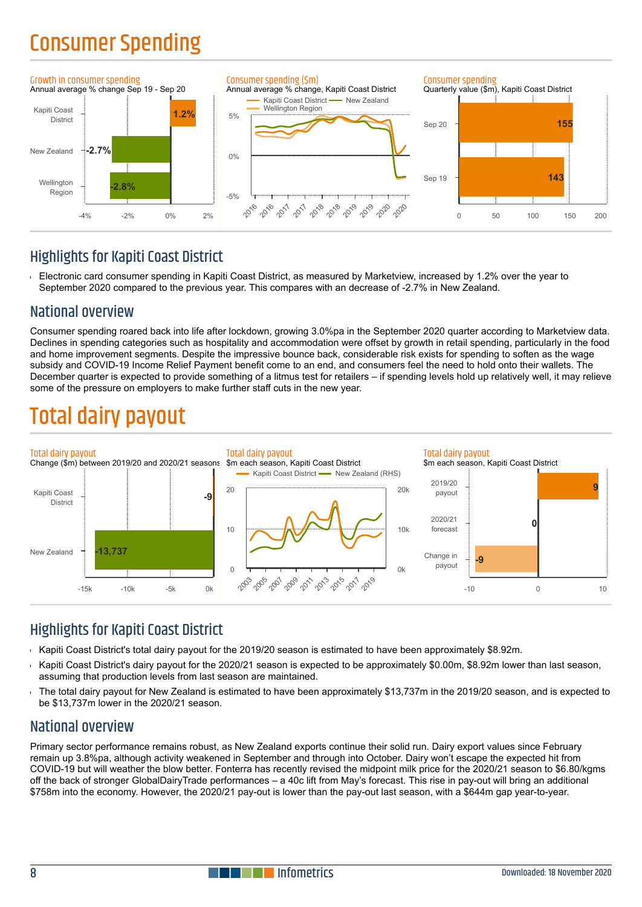# Consumer Spending

**Growth in consumer spending**
Annual average % change Sep 19 - Sep 20

| | |
|---|---|
| Kapiti Coast District | 1.2% |
| New Zealand | -2.7% |
| Wellington Region | -2.8% |

**Consumer spending ($m)**
Annual average % change, Kapiti Coast District

**Consumer spending**
Quarterly value ($m), Kapiti Coast District

| | |
|---|---|
| Sep 20 | 155 |
| Sep 19 | 143 |

## Highlights for Kapiti Coast District

- Electronic card consumer spending in Kapiti Coast District, as measured by Marketview, increased by 1.2% over the year to September 2020 compared to the previous year. This compares with an decrease of -2.7% in New Zealand.

## National overview

Consumer spending roared back into life after lockdown, growing 3.0%pa in the September 2020 quarter according to Marketview data. Declines in spending categories such as hospitality and accommodation were offset by growth in retail spending, particularly in the food and home improvement segments. Despite the impressive bounce back, considerable risk exists for spending to soften as the wage subsidy and COVID-19 Income Relief Payment benefit come to an end, and consumers feel the need to hold onto their wallets. The December quarter is expected to provide something of a litmus test for retailers – if spending levels hold up relatively well, it may relieve some of the pressure on employers to make further staff cuts in the new year.

# Total dairy payout

**Total dairy payout**
Change ($m) between 2019/20 and 2020/21 seasons

| | |
|---|---|
| Kapiti Coast District | -9 |
| New Zealand | -13,737 |

**Total dairy payout**
$m each season, Kapiti Coast District

**Total dairy payout**
$m each season, Kapiti Coast District

| | |
|---|---|
| 2019/20 payout | 9 |
| 2020/21 forecast | 0 |
| Change in payout | -9 |

## Highlights for Kapiti Coast District

- Kapiti Coast District's total dairy payout for the 2019/20 season is estimated to have been approximately $8.92m.
- Kapiti Coast District's dairy payout for the 2020/21 season is expected to be approximately $0.00m, $8.92m lower than last season, assuming that production levels from last season are maintained.
- The total dairy payout for New Zealand is estimated to have been approximately $13,737m in the 2019/20 season, and is expected to be $13,737m lower in the 2020/21 season.

## National overview

Primary sector performance remains robust, as New Zealand exports continue their solid run. Dairy export values since February remain up 3.8%pa, although activity weakened in September and through into October. Dairy won't escape the expected hit from COVID-19 but will weather the blow better. Fonterra has recently revised the midpoint milk price for the 2020/21 season to $6.80/kgms off the back of stronger GlobalDairyTrade performances – a 40c lift from May's forecast. This rise in pay-out will bring an additional $758m into the economy. However, the 2020/21 pay-out is lower than the pay-out last season, with a $644m gap year-to-year.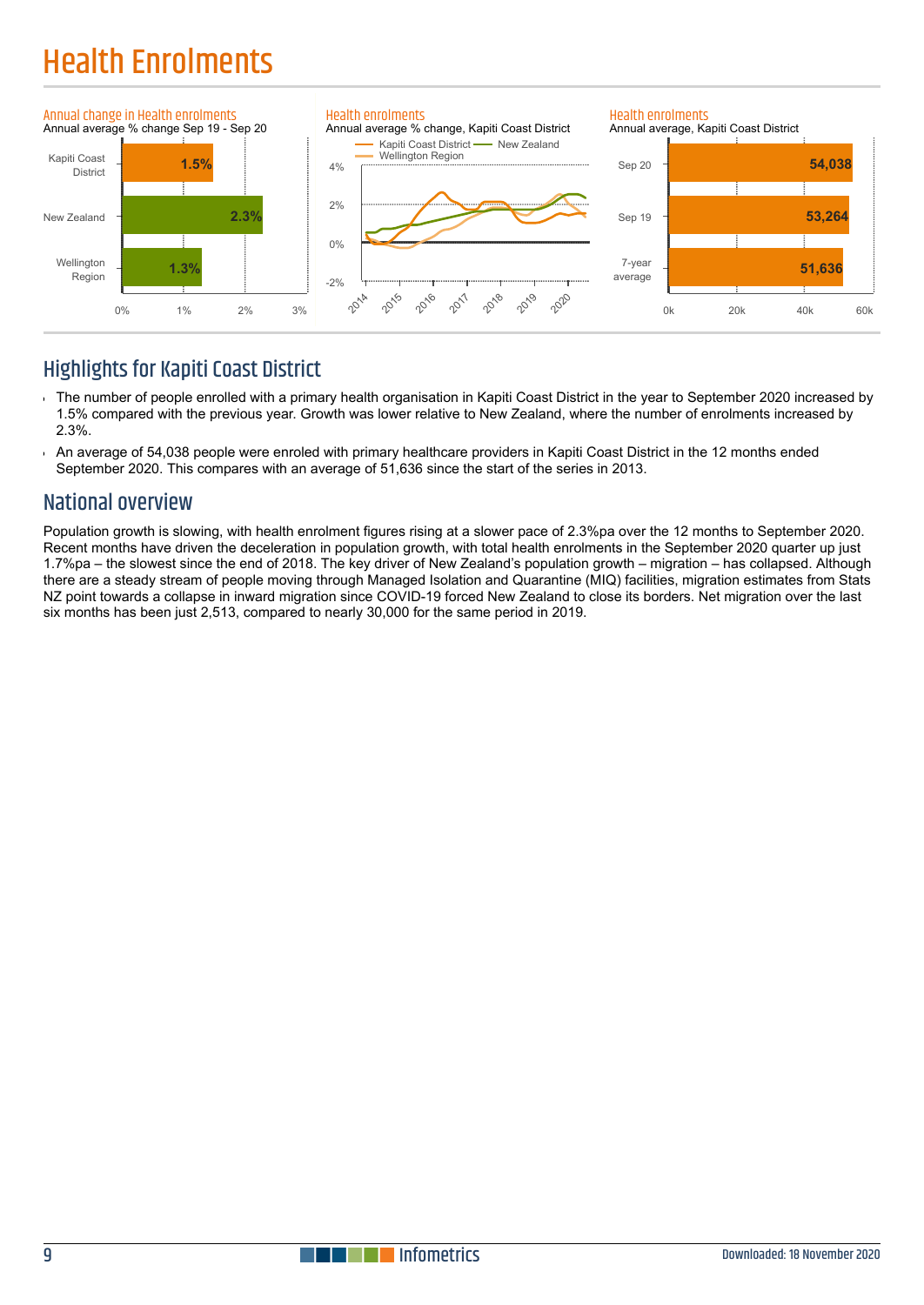# Health Enrolments

**Annual change in Health enrolments**
Annual average % change Sep 19 - Sep 20

| Area | Change |
|---|---|
| Kapiti Coast District | 1.5% |
| New Zealand | 2.3% |
| Wellington Region | 1.3% |

**Health enrolments**
Annual average % change, Kapiti Coast District

Kapiti Coast District — New Zealand — Wellington Region

**Health enrolments**
Annual average, Kapiti Coast District

| Period | Enrolments |
|---|---|
| Sep 20 | 54,038 |
| Sep 19 | 53,264 |
| 7-year average | 51,636 |

## Highlights for Kapiti Coast District

- The number of people enrolled with a primary health organisation in Kapiti Coast District in the year to September 2020 increased by 1.5% compared with the previous year. Growth was lower relative to New Zealand, where the number of enrolments increased by 2.3%.
- An average of 54,038 people were enroled with primary healthcare providers in Kapiti Coast District in the 12 months ended September 2020. This compares with an average of 51,636 since the start of the series in 2013.

## National overview

Population growth is slowing, with health enrolment figures rising at a slower pace of 2.3%pa over the 12 months to September 2020. Recent months have driven the deceleration in population growth, with total health enrolments in the September 2020 quarter up just 1.7%pa – the slowest since the end of 2018. The key driver of New Zealand's population growth – migration – has collapsed. Although there are a steady stream of people moving through Managed Isolation and Quarantine (MIQ) facilities, migration estimates from Stats NZ point towards a collapse in inward migration since COVID-19 forced New Zealand to close its borders. Net migration over the last six months has been just 2,513, compared to nearly 30,000 for the same period in 2019.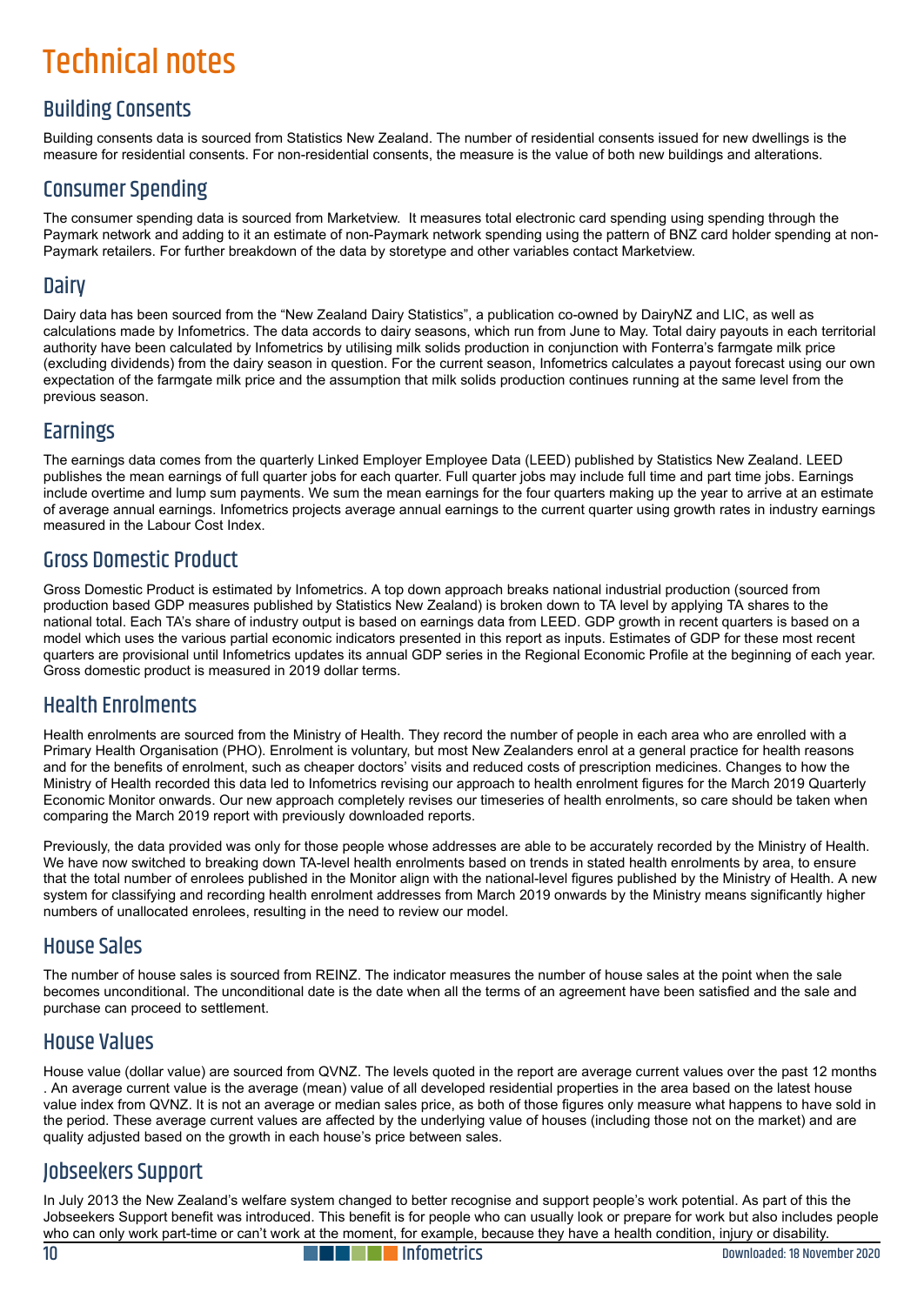# Technical notes

## Building Consents

Building consents data is sourced from Statistics New Zealand. The number of residential consents issued for new dwellings is the measure for residential consents. For non-residential consents, the measure is the value of both new buildings and alterations.

## Consumer Spending

The consumer spending data is sourced from Marketview. It measures total electronic card spending using spending through the Paymark network and adding to it an estimate of non-Paymark network spending using the pattern of BNZ card holder spending at non-Paymark retailers. For further breakdown of the data by storetype and other variables contact Marketview.

## Dairy

Dairy data has been sourced from the "New Zealand Dairy Statistics", a publication co-owned by DairyNZ and LIC, as well as calculations made by Infometrics. The data accords to dairy seasons, which run from June to May. Total dairy payouts in each territorial authority have been calculated by Infometrics by utilising milk solids production in conjunction with Fonterra's farmgate milk price (excluding dividends) from the dairy season in question. For the current season, Infometrics calculates a payout forecast using our own expectation of the farmgate milk price and the assumption that milk solids production continues running at the same level from the previous season.

## Earnings

The earnings data comes from the quarterly Linked Employer Employee Data (LEED) published by Statistics New Zealand. LEED publishes the mean earnings of full quarter jobs for each quarter. Full quarter jobs may include full time and part time jobs. Earnings include overtime and lump sum payments. We sum the mean earnings for the four quarters making up the year to arrive at an estimate of average annual earnings. Infometrics projects average annual earnings to the current quarter using growth rates in industry earnings measured in the Labour Cost Index.

## Gross Domestic Product

Gross Domestic Product is estimated by Infometrics. A top down approach breaks national industrial production (sourced from production based GDP measures published by Statistics New Zealand) is broken down to TA level by applying TA shares to the national total. Each TA's share of industry output is based on earnings data from LEED. GDP growth in recent quarters is based on a model which uses the various partial economic indicators presented in this report as inputs. Estimates of GDP for these most recent quarters are provisional until Infometrics updates its annual GDP series in the Regional Economic Profile at the beginning of each year. Gross domestic product is measured in 2019 dollar terms.

## Health Enrolments

Health enrolments are sourced from the Ministry of Health. They record the number of people in each area who are enrolled with a Primary Health Organisation (PHO). Enrolment is voluntary, but most New Zealanders enrol at a general practice for health reasons and for the benefits of enrolment, such as cheaper doctors' visits and reduced costs of prescription medicines. Changes to how the Ministry of Health recorded this data led to Infometrics revising our approach to health enrolment figures for the March 2019 Quarterly Economic Monitor onwards. Our new approach completely revises our timeseries of health enrolments, so care should be taken when comparing the March 2019 report with previously downloaded reports.

Previously, the data provided was only for those people whose addresses are able to be accurately recorded by the Ministry of Health. We have now switched to breaking down TA-level health enrolments based on trends in stated health enrolments by area, to ensure that the total number of enrolees published in the Monitor align with the national-level figures published by the Ministry of Health. A new system for classifying and recording health enrolment addresses from March 2019 onwards by the Ministry means significantly higher numbers of unallocated enrolees, resulting in the need to review our model.

## House Sales

The number of house sales is sourced from REINZ. The indicator measures the number of house sales at the point when the sale becomes unconditional. The unconditional date is the date when all the terms of an agreement have been satisfied and the sale and purchase can proceed to settlement.

## House Values

House value (dollar value) are sourced from QVNZ. The levels quoted in the report are average current values over the past 12 months . An average current value is the average (mean) value of all developed residential properties in the area based on the latest house value index from QVNZ. It is not an average or median sales price, as both of those figures only measure what happens to have sold in the period. These average current values are affected by the underlying value of houses (including those not on the market) and are quality adjusted based on the growth in each house's price between sales.

## Jobseekers Support

In July 2013 the New Zealand's welfare system changed to better recognise and support people's work potential. As part of this the Jobseekers Support benefit was introduced. This benefit is for people who can usually look or prepare for work but also includes people who can only work part-time or can't work at the moment, for example, because they have a health condition, injury or disability.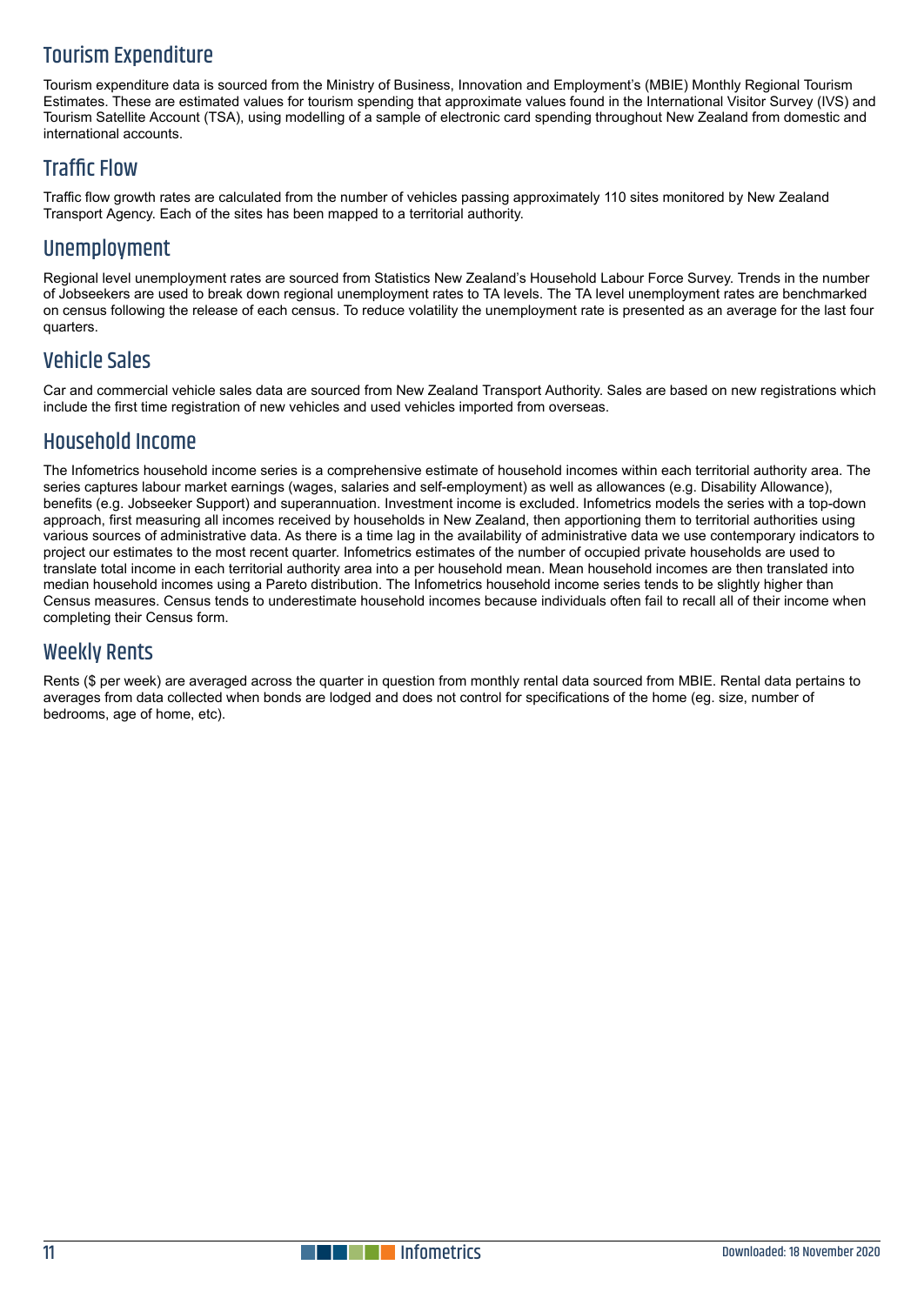## Tourism Expenditure

Tourism expenditure data is sourced from the Ministry of Business, Innovation and Employment's (MBIE) Monthly Regional Tourism Estimates. These are estimated values for tourism spending that approximate values found in the International Visitor Survey (IVS) and Tourism Satellite Account (TSA), using modelling of a sample of electronic card spending throughout New Zealand from domestic and international accounts.

## Traffic Flow

Traffic flow growth rates are calculated from the number of vehicles passing approximately 110 sites monitored by New Zealand Transport Agency. Each of the sites has been mapped to a territorial authority.

## Unemployment

Regional level unemployment rates are sourced from Statistics New Zealand's Household Labour Force Survey. Trends in the number of Jobseekers are used to break down regional unemployment rates to TA levels. The TA level unemployment rates are benchmarked on census following the release of each census. To reduce volatility the unemployment rate is presented as an average for the last four quarters.

## Vehicle Sales

Car and commercial vehicle sales data are sourced from New Zealand Transport Authority. Sales are based on new registrations which include the first time registration of new vehicles and used vehicles imported from overseas.

## Household Income

The Infometrics household income series is a comprehensive estimate of household incomes within each territorial authority area. The series captures labour market earnings (wages, salaries and self-employment) as well as allowances (e.g. Disability Allowance), benefits (e.g. Jobseeker Support) and superannuation. Investment income is excluded. Infometrics models the series with a top-down approach, first measuring all incomes received by households in New Zealand, then apportioning them to territorial authorities using various sources of administrative data. As there is a time lag in the availability of administrative data we use contemporary indicators to project our estimates to the most recent quarter. Infometrics estimates of the number of occupied private households are used to translate total income in each territorial authority area into a per household mean. Mean household incomes are then translated into median household incomes using a Pareto distribution. The Infometrics household income series tends to be slightly higher than Census measures. Census tends to underestimate household incomes because individuals often fail to recall all of their income when completing their Census form.

## Weekly Rents

Rents ($ per week) are averaged across the quarter in question from monthly rental data sourced from MBIE. Rental data pertains to averages from data collected when bonds are lodged and does not control for specifications of the home (eg. size, number of bedrooms, age of home, etc).